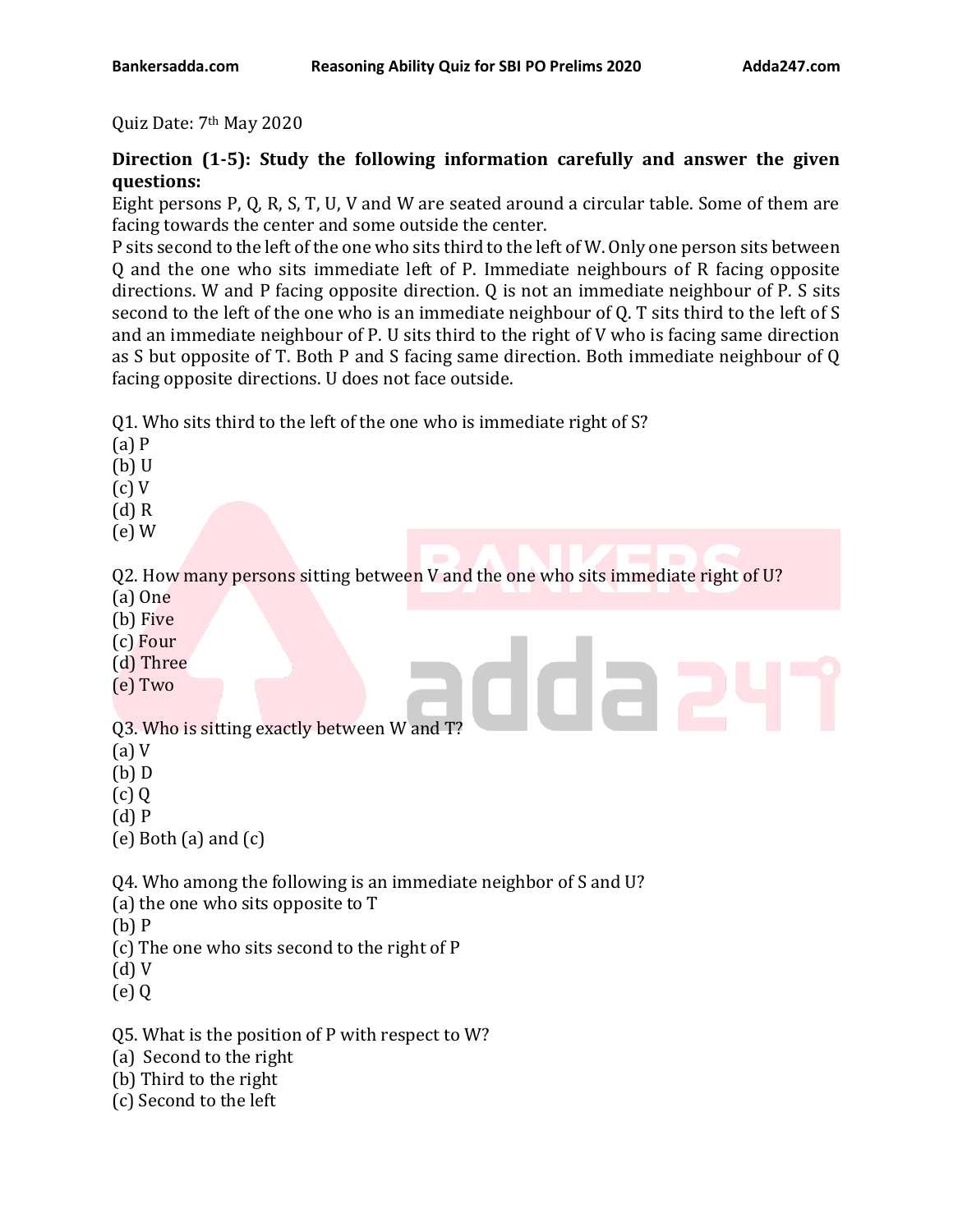Quiz Date: 7th May 2020

**Direction (1-5): Study the following information carefully and answer the given questions:**

Eight persons P, Q, R, S, T, U, V and W are seated around a circular table. Some of them are facing towards the center and some outside the center.

P sits second to the left of the one who sits third to the left of W. Only one person sits between Q and the one who sits immediate left of P. Immediate neighbours of R facing opposite directions. W and P facing opposite direction. Q is not an immediate neighbour of P. S sits second to the left of the one who is an immediate neighbour of Q. T sits third to the left of S and an immediate neighbour of P. U sits third to the right of V who is facing same direction as S but opposite of T. Both P and S facing same direction. Both immediate neighbour of Q facing opposite directions. U does not face outside.

Q1. Who sits third to the left of the one who is immediate right of S?
(a) P
(b) U
(c) V
(d) R
(e) W

Q2. How many persons sitting between V and the one who sits immediate right of U?
(a) One
(b) Five
(c) Four
(d) Three
(e) Two

Q3. Who is sitting exactly between W and T?
(a) V
(b) D
(c) Q
(d) P
(e) Both (a) and (c)

Q4. Who among the following is an immediate neighbor of S and U?
(a) the one who sits opposite to T
(b) P
(c) The one who sits second to the right of P
(d) V
(e) Q

Q5. What is the position of P with respect to W?
(a) Second to the right
(b) Third to the right
(c) Second to the left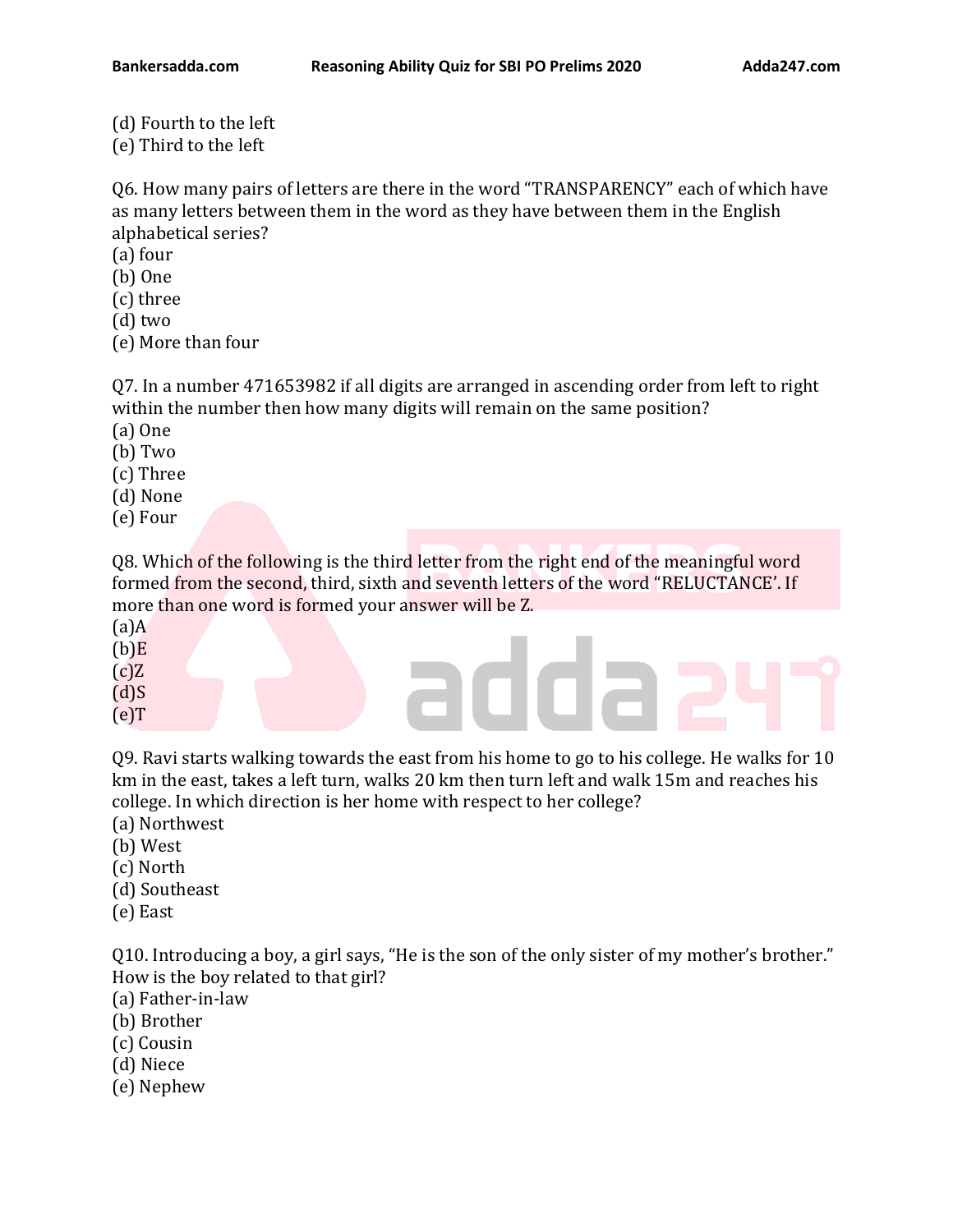(d) Fourth to the left
(e) Third to the left

Q6. How many pairs of letters are there in the word "TRANSPARENCY" each of which have as many letters between them in the word as they have between them in the English alphabetical series?
(a) four
(b) One
(c) three
(d) two
(e) More than four

Q7. In a number 471653982 if all digits are arranged in ascending order from left to right within the number then how many digits will remain on the same position?
(a) One
(b) Two
(c) Three
(d) None
(e) Four

Q8. Which of the following is the third letter from the right end of the meaningful word formed from the second, third, sixth and seventh letters of the word "RELUCTANCE'. If more than one word is formed your answer will be Z.
(a)A
(b)E
(c)Z
(d)S
(e)T

Q9. Ravi starts walking towards the east from his home to go to his college. He walks for 10 km in the east, takes a left turn, walks 20 km then turn left and walk 15m and reaches his college. In which direction is her home with respect to her college?
(a) Northwest
(b) West
(c) North
(d) Southeast
(e) East

Q10. Introducing a boy, a girl says, "He is the son of the only sister of my mother's brother." How is the boy related to that girl?
(a) Father-in-law
(b) Brother
(c) Cousin
(d) Niece
(e) Nephew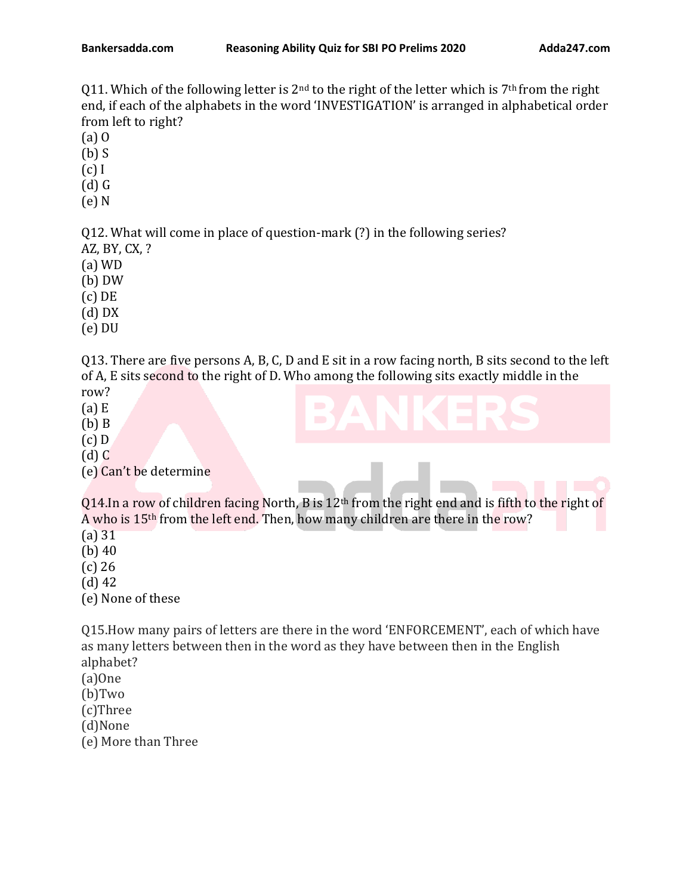Q11. Which of the following letter is 2nd to the right of the letter which is 7th from the right end, if each of the alphabets in the word 'INVESTIGATION' is arranged in alphabetical order from left to right?

(a) O
(b) S
(c) I
(d) G
(e) N

Q12. What will come in place of question-mark (?) in the following series?

AZ, BY, CX, ?

(a) WD
(b) DW
(c) DE
(d) DX
(e) DU

Q13. There are five persons A, B, C, D and E sit in a row facing north, B sits second to the left of A, E sits second to the right of D. Who among the following sits exactly middle in the row?

(a) E
(b) B
(c) D
(d) C
(e) Can't be determine

Q14.In a row of children facing North, B is 12th from the right end and is fifth to the right of A who is 15th from the left end. Then, how many children are there in the row?

(a) 31
(b) 40
(c) 26
(d) 42
(e) None of these

Q15.How many pairs of letters are there in the word 'ENFORCEMENT', each of which have as many letters between then in the word as they have between then in the English alphabet?

(a)One
(b)Two
(c)Three
(d)None
(e) More than Three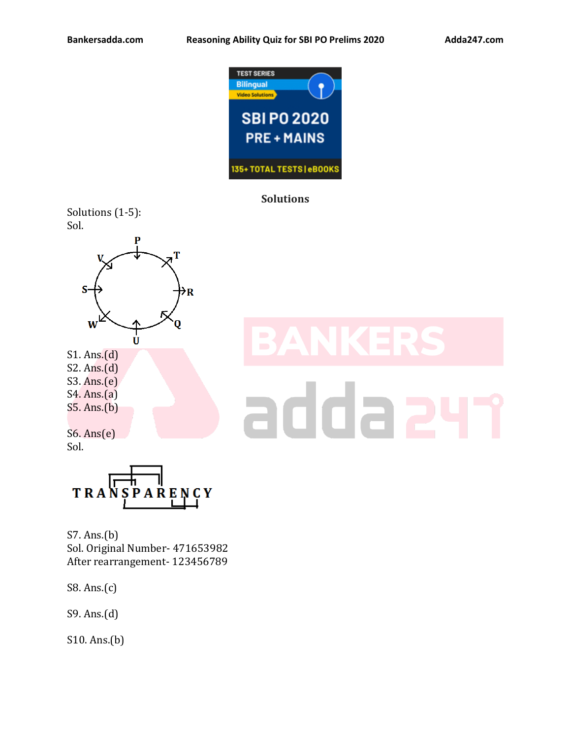**Solutions**

Solutions (1-5):
Sol.

P
V T
S R
W Q
U

S1. Ans.(d)
S2. Ans.(d)
S3. Ans.(e)
S4. Ans.(a)
S5. Ans.(b)

S6. Ans(e)
Sol.

T R A N S P A R E N C Y

S7. Ans.(b)
Sol. Original Number- 471653982
After rearrangement- 123456789

S8. Ans.(c)

S9. Ans.(d)

S10. Ans.(b)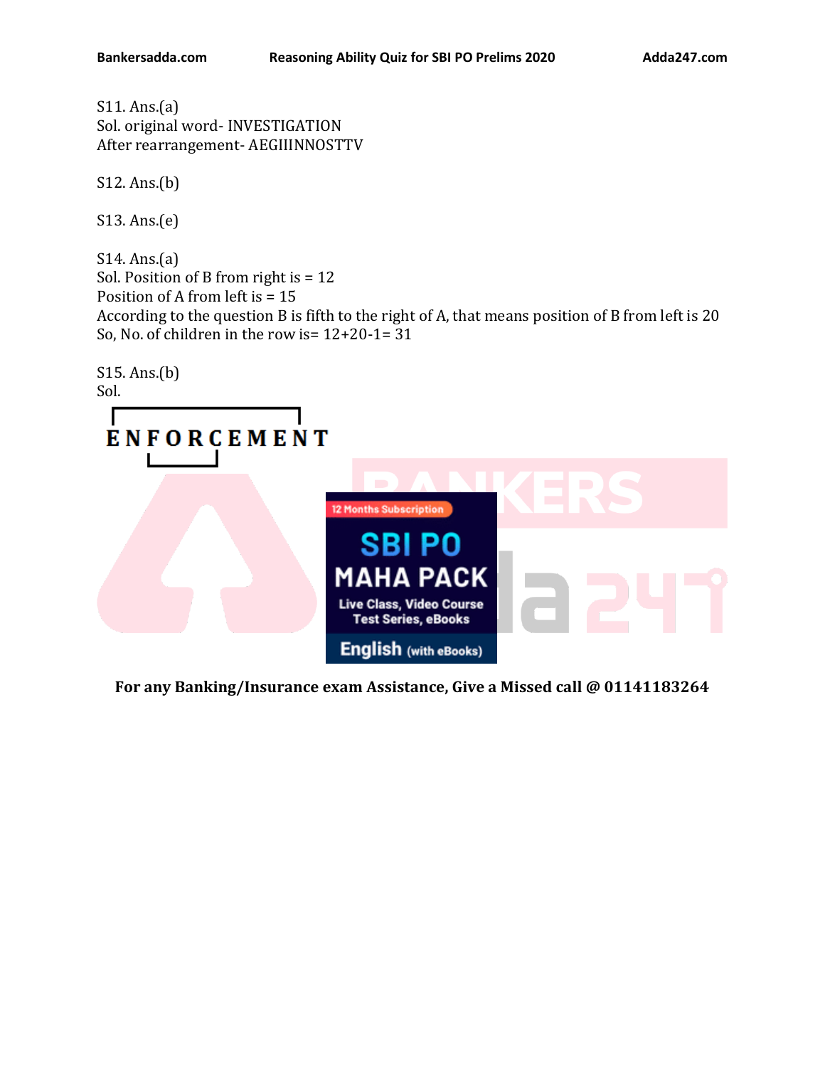S11. Ans.(a)
Sol. original word- INVESTIGATION
After rearrangement- AEGIIINNOSTTV

S12. Ans.(b)

S13. Ans.(e)

S14. Ans.(a)
Sol. Position of B from right is = 12
Position of A from left is = 15
According to the question B is fifth to the right of A, that means position of B from left is 20
So, No. of children in the row is= 12+20-1= 31

S15. Ans.(b)
Sol.

ENFORCEMENT

**For any Banking/Insurance exam Assistance, Give a Missed call @ 01141183264**